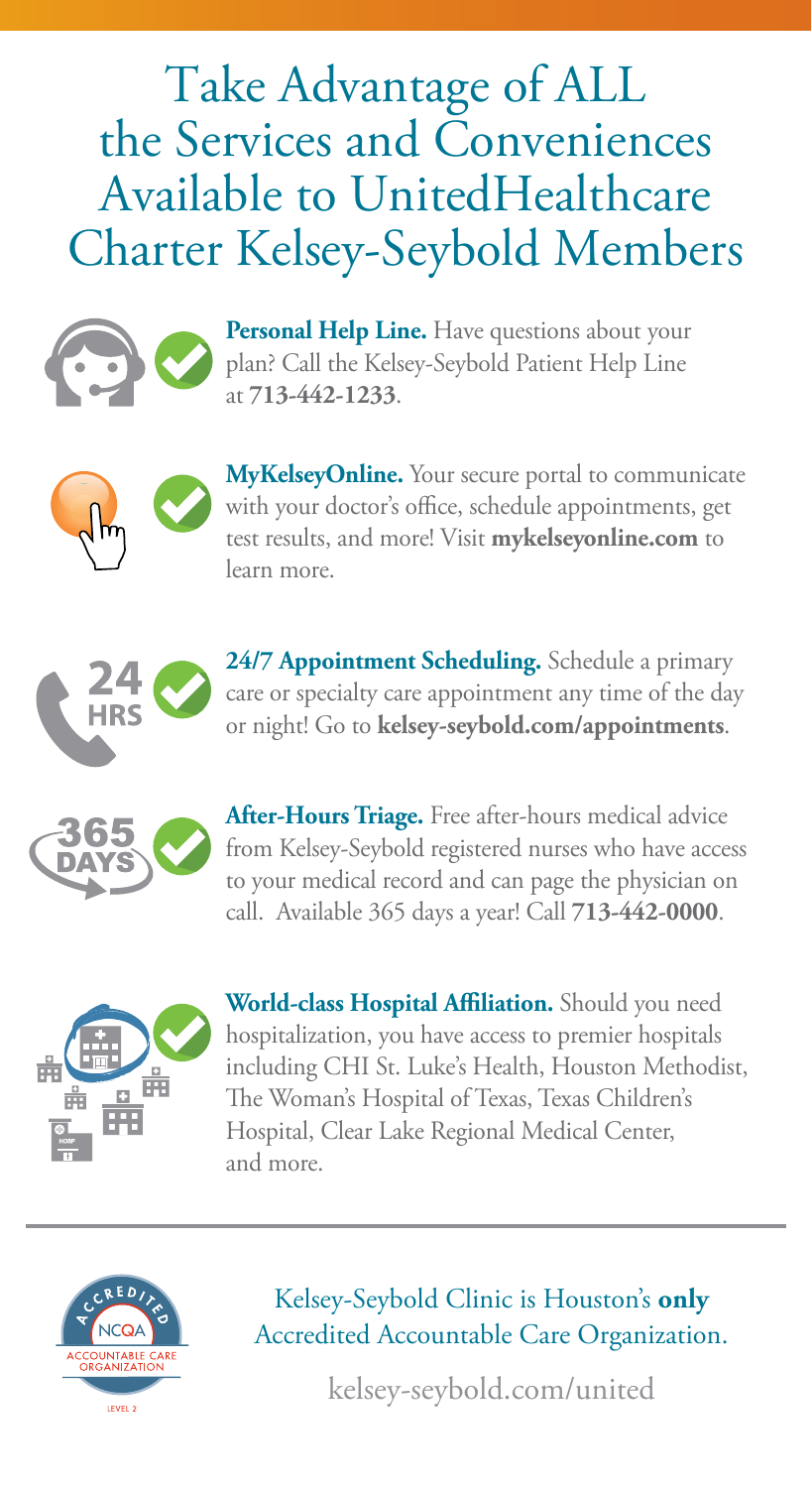# Take Advantage of ALL the Services and Conveniences Available to UnitedHealthcare Charter Kelsey-Seybold Members

**Personal Help Line.** Have questions about your plan? Call the Kelsey-Seybold Patient Help Line at **713-442-1233**.

**MyKelseyOnline.** Your secure portal to communicate with your doctor's office, schedule appointments, get test results, and more! Visit **mykelseyonline.com** to learn more.

**24/7 Appointment Scheduling.** Schedule a primary care or specialty care appointment any time of the day or night! Go to **kelsey-seybold.com/appointments**.

**After-Hours Triage.** Free after-hours medical advice from Kelsey-Seybold registered nurses who have access to your medical record and can page the physician on call. Available 365 days a year! Call **713-442-0000**.

**World-class Hospital Affiliation.** Should you need hospitalization, you have access to premier hospitals including CHI St. Luke's Health, Houston Methodist, The Woman's Hospital of Texas, Texas Children's Hospital, Clear Lake Regional Medical Center, and more.

---

Kelsey-Seybold Clinic is Houston's **only** Accredited Accountable Care Organization.

kelsey-seybold.com/united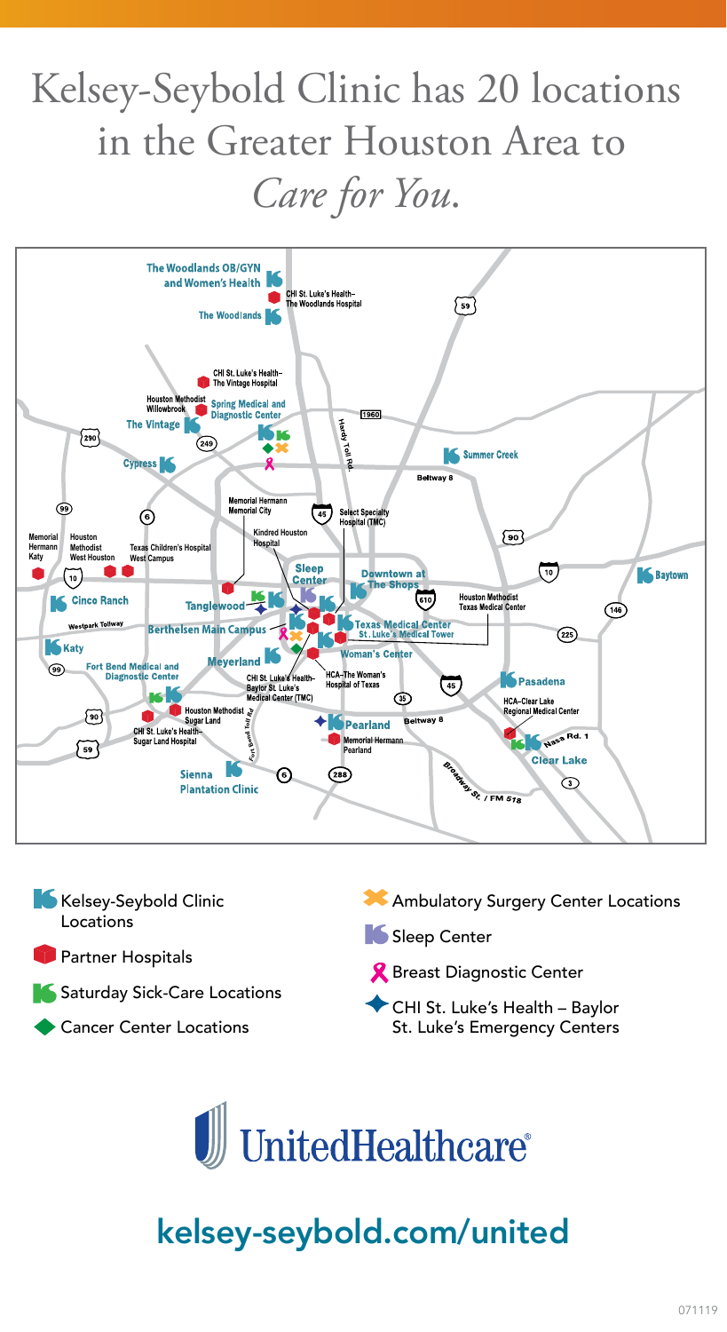# Kelsey-Seybold Clinic has 20 locations in the Greater Houston Area to *Care for You.*

The Woodlands OB/GYN and Women's Health
CHI St. Luke's Health– The Woodlands Hospital
The Woodlands
CHI St. Luke's Health– The Vintage Hospital
Houston Methodist Willowbrook
Spring Medical and Diagnostic Center
The Vintage
Cypress
Summer Creek
Memorial Hermann Memorial City
Select Specialty Hospital (TMC)
Kindred Houston Hospital
Memorial Hermann Katy
Houston Methodist West Houston
Texas Children's Hospital West Campus
Sleep Center
Downtown at The Shops
Baytown
Cinco Ranch
Tanglewood
Houston Methodist Texas Medical Center
Berthelsen Main Campus
Texas Medical Center
St. Luke's Medical Tower
Katy
Woman's Center
Meyerland
Fort Bend Medical and Diagnostic Center
CHI St. Luke's Health– Baylor St. Luke's Medical Center (TMC)
HCA–The Woman's Hospital of Texas
Pasadena
HCA–Clear Lake Regional Medical Center
Houston Methodist Sugar Land
CHI St. Luke's Health– Sugar Land Hospital
Pearland
Memorial Hermann Pearland
Clear Lake
Sienna Plantation Clinic
Hardy Toll Rd.
Beltway 8
Westpark Tollway
Fort Bend Toll Rd
Nasa Rd. 1
Broadway St. / FM 518
59
1960
290
249
99
6
45
90
10
610
146
225
35
288
3

- Kelsey-Seybold Clinic Locations
- Partner Hospitals
- Saturday Sick-Care Locations
- Cancer Center Locations
- Ambulatory Surgery Center Locations
- Sleep Center
- Breast Diagnostic Center
- CHI St. Luke's Health – Baylor St. Luke's Emergency Centers

UnitedHealthcare®

## kelsey-seybold.com/united

071119